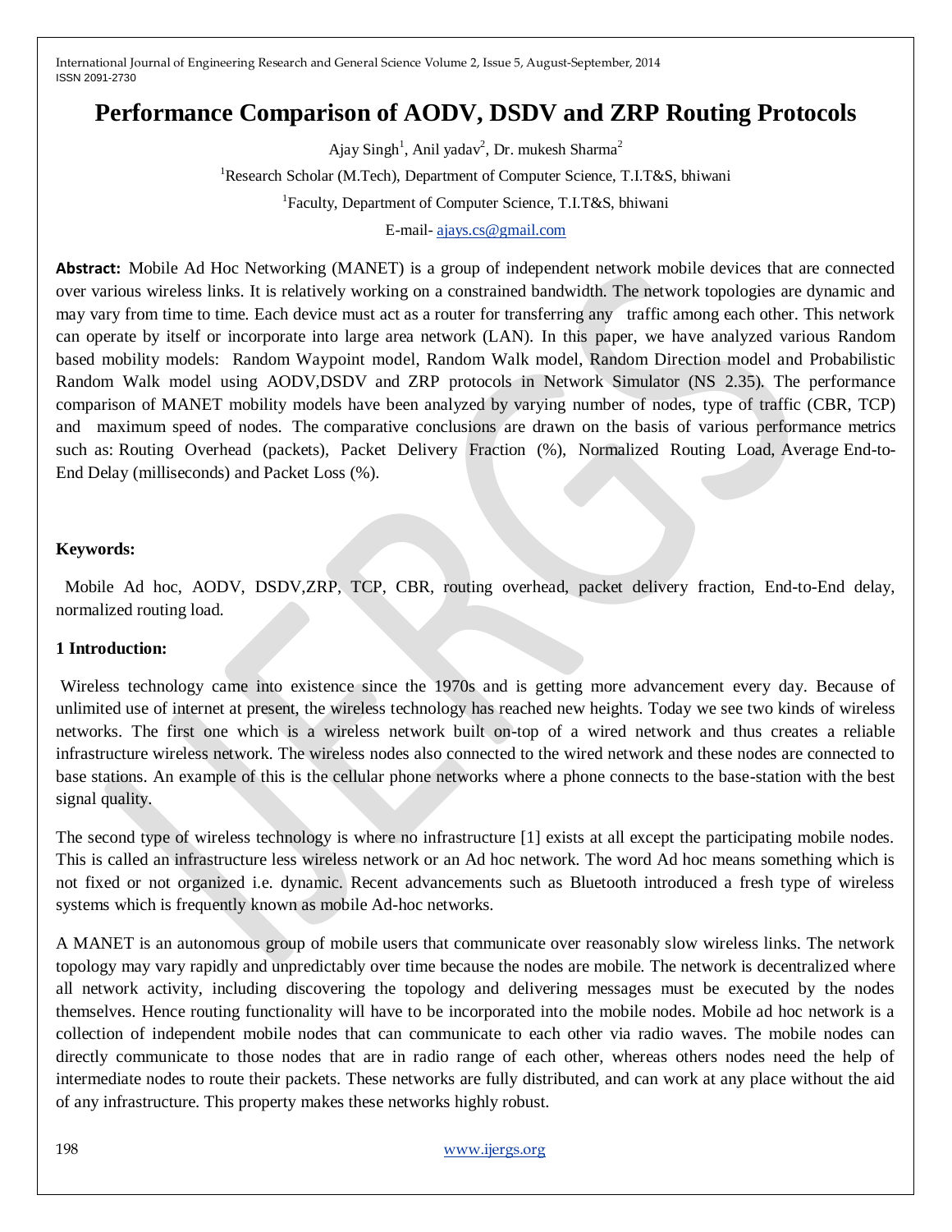# Performance Comparison of AODV, DSDV and ZRP Routing Protocols

Ajay Singh[1], Anil yadav[2], Dr. mukesh Sharma[2]

[1]Research Scholar (M.Tech), Department of Computer Science, T.I.T&S, bhiwani

[1]Faculty, Department of Computer Science, T.I.T&S, bhiwani

E-mail- ajays.cs@gmail.com

**Abstract:** Mobile Ad Hoc Networking (MANET) is a group of independent network mobile devices that are connected over various wireless links. It is relatively working on a constrained bandwidth. The network topologies are dynamic and may vary from time to time. Each device must act as a router for transferring any traffic among each other. This network can operate by itself or incorporate into large area network (LAN). In this paper, we have analyzed various Random based mobility models: Random Waypoint model, Random Walk model, Random Direction model and Probabilistic Random Walk model using AODV,DSDV and ZRP protocols in Network Simulator (NS 2.35). The performance comparison of MANET mobility models have been analyzed by varying number of nodes, type of traffic (CBR, TCP) and maximum speed of nodes. The comparative conclusions are drawn on the basis of various performance metrics such as: Routing Overhead (packets), Packet Delivery Fraction (%), Normalized Routing Load, Average End-to-End Delay (milliseconds) and Packet Loss (%).

**Keywords:**

Mobile Ad hoc, AODV, DSDV,ZRP, TCP, CBR, routing overhead, packet delivery fraction, End-to-End delay, normalized routing load.

## 1 Introduction:

Wireless technology came into existence since the 1970s and is getting more advancement every day. Because of unlimited use of internet at present, the wireless technology has reached new heights. Today we see two kinds of wireless networks. The first one which is a wireless network built on-top of a wired network and thus creates a reliable infrastructure wireless network. The wireless nodes also connected to the wired network and these nodes are connected to base stations. An example of this is the cellular phone networks where a phone connects to the base-station with the best signal quality.

The second type of wireless technology is where no infrastructure [1] exists at all except the participating mobile nodes. This is called an infrastructure less wireless network or an Ad hoc network. The word Ad hoc means something which is not fixed or not organized i.e. dynamic. Recent advancements such as Bluetooth introduced a fresh type of wireless systems which is frequently known as mobile Ad-hoc networks.

A MANET is an autonomous group of mobile users that communicate over reasonably slow wireless links. The network topology may vary rapidly and unpredictably over time because the nodes are mobile. The network is decentralized where all network activity, including discovering the topology and delivering messages must be executed by the nodes themselves. Hence routing functionality will have to be incorporated into the mobile nodes. Mobile ad hoc network is a collection of independent mobile nodes that can communicate to each other via radio waves. The mobile nodes can directly communicate to those nodes that are in radio range of each other, whereas others nodes need the help of intermediate nodes to route their packets. These networks are fully distributed, and can work at any place without the aid of any infrastructure. This property makes these networks highly robust.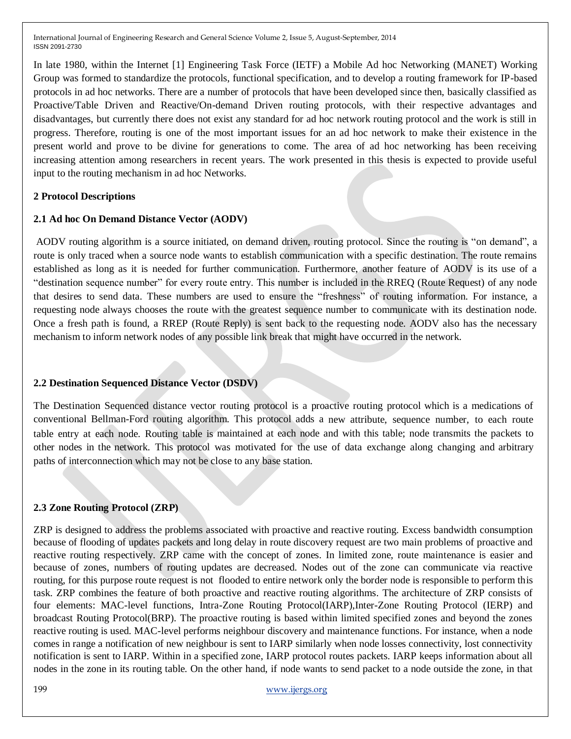In late 1980, within the Internet [1] Engineering Task Force (IETF) a Mobile Ad hoc Networking (MANET) Working Group was formed to standardize the protocols, functional specification, and to develop a routing framework for IP-based protocols in ad hoc networks. There are a number of protocols that have been developed since then, basically classified as Proactive/Table Driven and Reactive/On-demand Driven routing protocols, with their respective advantages and disadvantages, but currently there does not exist any standard for ad hoc network routing protocol and the work is still in progress. Therefore, routing is one of the most important issues for an ad hoc network to make their existence in the present world and prove to be divine for generations to come. The area of ad hoc networking has been receiving increasing attention among researchers in recent years. The work presented in this thesis is expected to provide useful input to the routing mechanism in ad hoc Networks.

## 2 Protocol Descriptions

### 2.1 Ad hoc On Demand Distance Vector (AODV)

AODV routing algorithm is a source initiated, on demand driven, routing protocol. Since the routing is "on demand", a route is only traced when a source node wants to establish communication with a specific destination. The route remains established as long as it is needed for further communication. Furthermore, another feature of AODV is its use of a "destination sequence number" for every route entry. This number is included in the RREQ (Route Request) of any node that desires to send data. These numbers are used to ensure the "freshness" of routing information. For instance, a requesting node always chooses the route with the greatest sequence number to communicate with its destination node. Once a fresh path is found, a RREP (Route Reply) is sent back to the requesting node. AODV also has the necessary mechanism to inform network nodes of any possible link break that might have occurred in the network.

### 2.2 Destination Sequenced Distance Vector (DSDV)

The Destination Sequenced distance vector routing protocol is a proactive routing protocol which is a medications of conventional Bellman-Ford routing algorithm. This protocol adds a new attribute, sequence number, to each route table entry at each node. Routing table is maintained at each node and with this table; node transmits the packets to other nodes in the network. This protocol was motivated for the use of data exchange along changing and arbitrary paths of interconnection which may not be close to any base station.

### 2.3 Zone Routing Protocol (ZRP)

ZRP is designed to address the problems associated with proactive and reactive routing. Excess bandwidth consumption because of flooding of updates packets and long delay in route discovery request are two main problems of proactive and reactive routing respectively. ZRP came with the concept of zones. In limited zone, route maintenance is easier and because of zones, numbers of routing updates are decreased. Nodes out of the zone can communicate via reactive routing, for this purpose route request is not flooded to entire network only the border node is responsible to perform this task. ZRP combines the feature of both proactive and reactive routing algorithms. The architecture of ZRP consists of four elements: MAC-level functions, Intra-Zone Routing Protocol(IARP),Inter-Zone Routing Protocol (IERP) and broadcast Routing Protocol(BRP). The proactive routing is based within limited specified zones and beyond the zones reactive routing is used. MAC-level performs neighbour discovery and maintenance functions. For instance, when a node comes in range a notification of new neighbour is sent to IARP similarly when node losses connectivity, lost connectivity notification is sent to IARP. Within in a specified zone, IARP protocol routes packets. IARP keeps information about all nodes in the zone in its routing table. On the other hand, if node wants to send packet to a node outside the zone, in that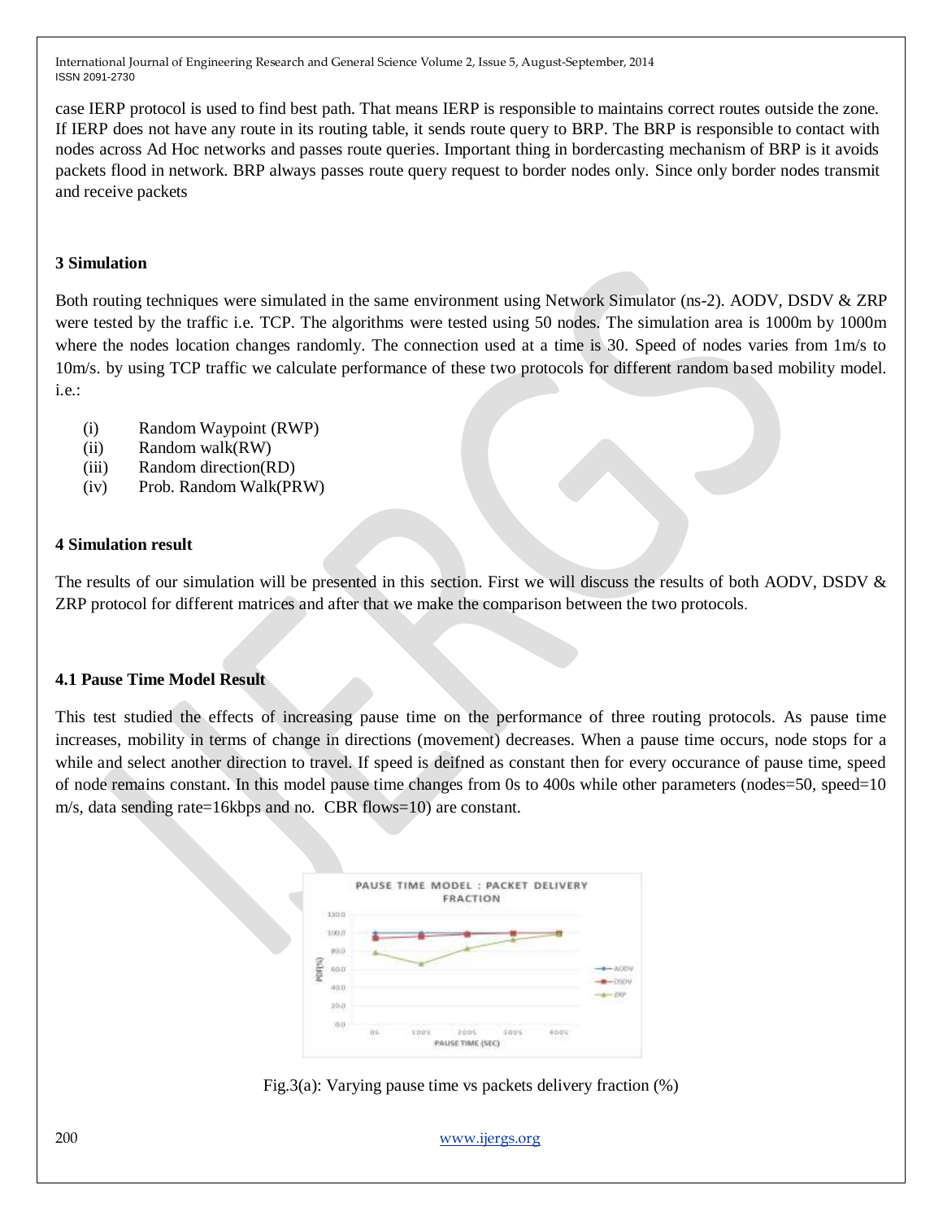case IERP protocol is used to find best path. That means IERP is responsible to maintains correct routes outside the zone. If IERP does not have any route in its routing table, it sends route query to BRP. The BRP is responsible to contact with nodes across Ad Hoc networks and passes route queries. Important thing in bordercasting mechanism of BRP is it avoids packets flood in network. BRP always passes route query request to border nodes only. Since only border nodes transmit and receive packets

### 3 Simulation

Both routing techniques were simulated in the same environment using Network Simulator (ns-2). AODV, DSDV & ZRP were tested by the traffic i.e. TCP. The algorithms were tested using 50 nodes. The simulation area is 1000m by 1000m where the nodes location changes randomly. The connection used at a time is 30. Speed of nodes varies from 1m/s to 10m/s. by using TCP traffic we calculate performance of these two protocols for different random based mobility model. i.e.:

(i) Random Waypoint (RWP)
(ii) Random walk(RW)
(iii) Random direction(RD)
(iv) Prob. Random Walk(PRW)

### 4 Simulation result

The results of our simulation will be presented in this section. First we will discuss the results of both AODV, DSDV & ZRP protocol for different matrices and after that we make the comparison between the two protocols.

### 4.1 Pause Time Model Result

This test studied the effects of increasing pause time on the performance of three routing protocols. As pause time increases, mobility in terms of change in directions (movement) decreases. When a pause time occurs, node stops for a while and select another direction to travel. If speed is deifned as constant then for every occurance of pause time, speed of node remains constant. In this model pause time changes from 0s to 400s while other parameters (nodes=50, speed=10 m/s, data sending rate=16kbps and no. CBR flows=10) are constant.

Fig.3(a): Varying pause time vs packets delivery fraction (%)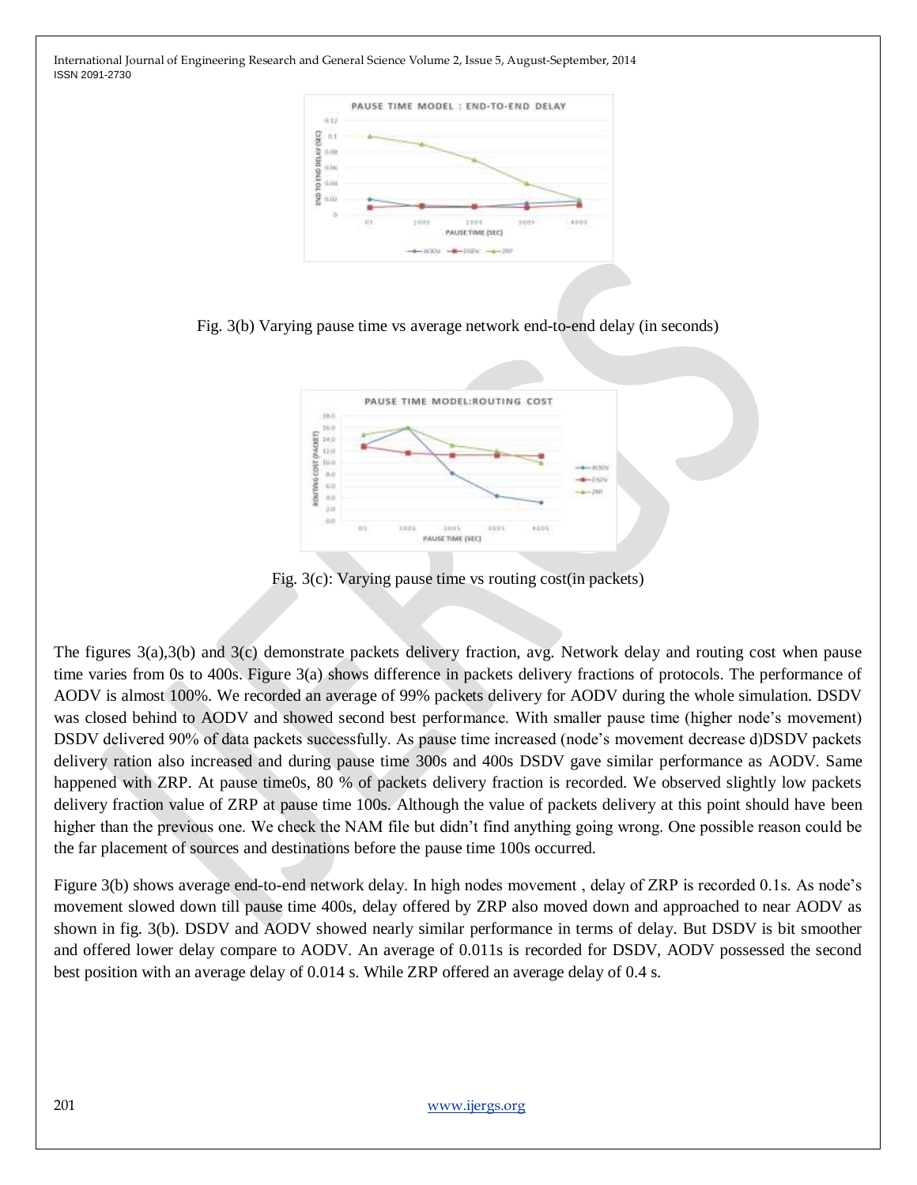Fig. 3(b) Varying pause time vs average network end-to-end delay (in seconds)

Fig. 3(c): Varying pause time vs routing cost(in packets)

The figures 3(a),3(b) and 3(c) demonstrate packets delivery fraction, avg. Network delay and routing cost when pause time varies from 0s to 400s. Figure 3(a) shows difference in packets delivery fractions of protocols. The performance of AODV is almost 100%. We recorded an average of 99% packets delivery for AODV during the whole simulation. DSDV was closed behind to AODV and showed second best performance. With smaller pause time (higher node's movement) DSDV delivered 90% of data packets successfully. As pause time increased (node's movement decrease d)DSDV packets delivery ration also increased and during pause time 300s and 400s DSDV gave similar performance as AODV. Same happened with ZRP. At pause time0s, 80 % of packets delivery fraction is recorded. We observed slightly low packets delivery fraction value of ZRP at pause time 100s. Although the value of packets delivery at this point should have been higher than the previous one. We check the NAM file but didn't find anything going wrong. One possible reason could be the far placement of sources and destinations before the pause time 100s occurred.

Figure 3(b) shows average end-to-end network delay. In high nodes movement , delay of ZRP is recorded 0.1s. As node's movement slowed down till pause time 400s, delay offered by ZRP also moved down and approached to near AODV as shown in fig. 3(b). DSDV and AODV showed nearly similar performance in terms of delay. But DSDV is bit smoother and offered lower delay compare to AODV. An average of 0.011s is recorded for DSDV, AODV possessed the second best position with an average delay of 0.014 s. While ZRP offered an average delay of 0.4 s.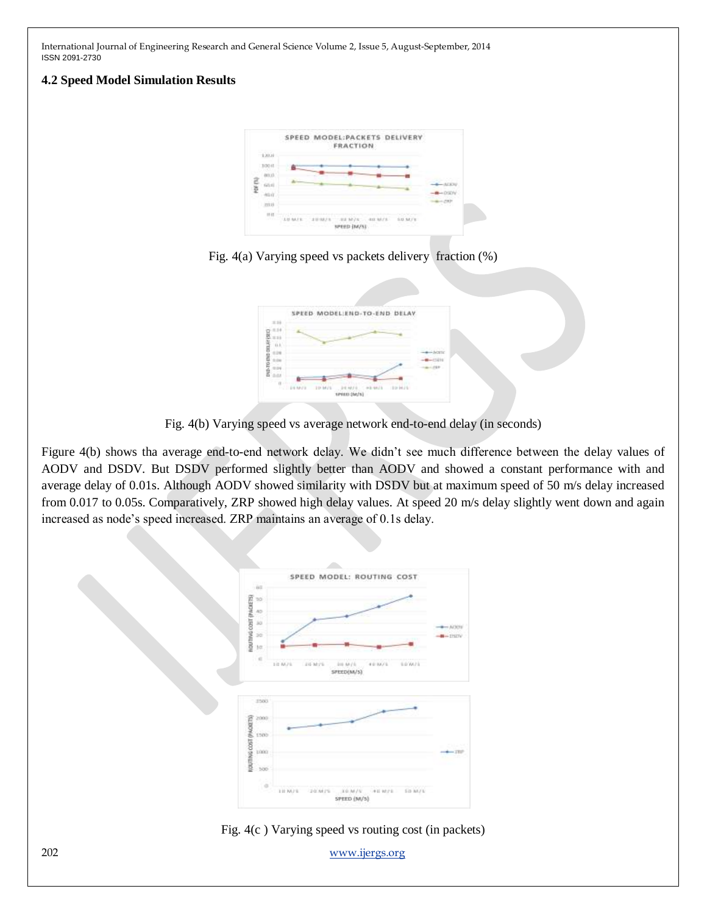### 4.2 Speed Model Simulation Results

Fig. 4(a) Varying speed vs packets delivery fraction (%)

Fig. 4(b) Varying speed vs average network end-to-end delay (in seconds)

Figure 4(b) shows tha average end-to-end network delay. We didn't see much difference between the delay values of AODV and DSDV. But DSDV performed slightly better than AODV and showed a constant performance with and average delay of 0.01s. Although AODV showed similarity with DSDV but at maximum speed of 50 m/s delay increased from 0.017 to 0.05s. Comparatively, ZRP showed high delay values. At speed 20 m/s delay slightly went down and again increased as node's speed increased. ZRP maintains an average of 0.1s delay.

Fig. 4(c ) Varying speed vs routing cost (in packets)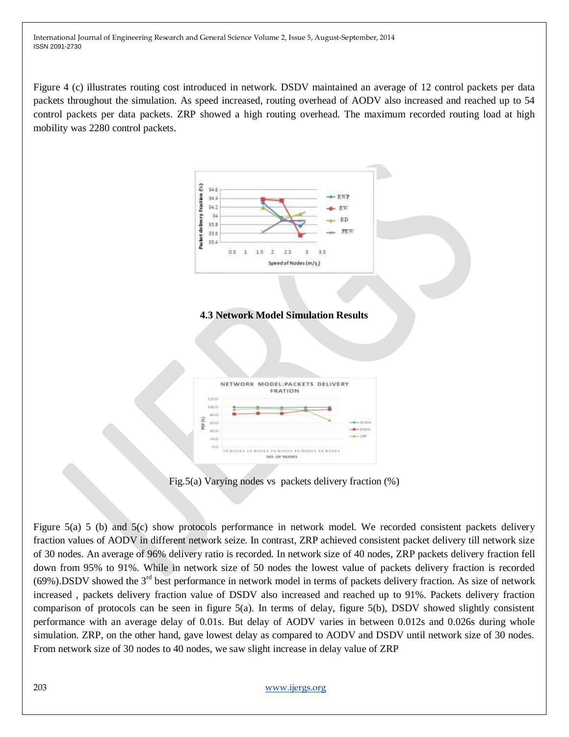Figure 4 (c) illustrates routing cost introduced in network. DSDV maintained an average of 12 control packets per data packets throughout the simulation. As speed increased, routing overhead of AODV also increased and reached up to 54 control packets per data packets. ZRP showed a high routing overhead. The maximum recorded routing load at high mobility was 2280 control packets.

### 4.3 Network Model Simulation Results

Fig.5(a) Varying nodes vs packets delivery fraction (%)

Figure 5(a) 5 (b) and 5(c) show protocols performance in network model. We recorded consistent packets delivery fraction values of AODV in different network seize. In contrast, ZRP achieved consistent packet delivery till network size of 30 nodes. An average of 96% delivery ratio is recorded. In network size of 40 nodes, ZRP packets delivery fraction fell down from 95% to 91%. While in network size of 50 nodes the lowest value of packets delivery fraction is recorded (69%).DSDV showed the 3rd best performance in network model in terms of packets delivery fraction. As size of network increased , packets delivery fraction value of DSDV also increased and reached up to 91%. Packets delivery fraction comparison of protocols can be seen in figure 5(a). In terms of delay, figure 5(b), DSDV showed slightly consistent performance with an average delay of 0.01s. But delay of AODV varies in between 0.012s and 0.026s during whole simulation. ZRP, on the other hand, gave lowest delay as compared to AODV and DSDV until network size of 30 nodes. From network size of 30 nodes to 40 nodes, we saw slight increase in delay value of ZRP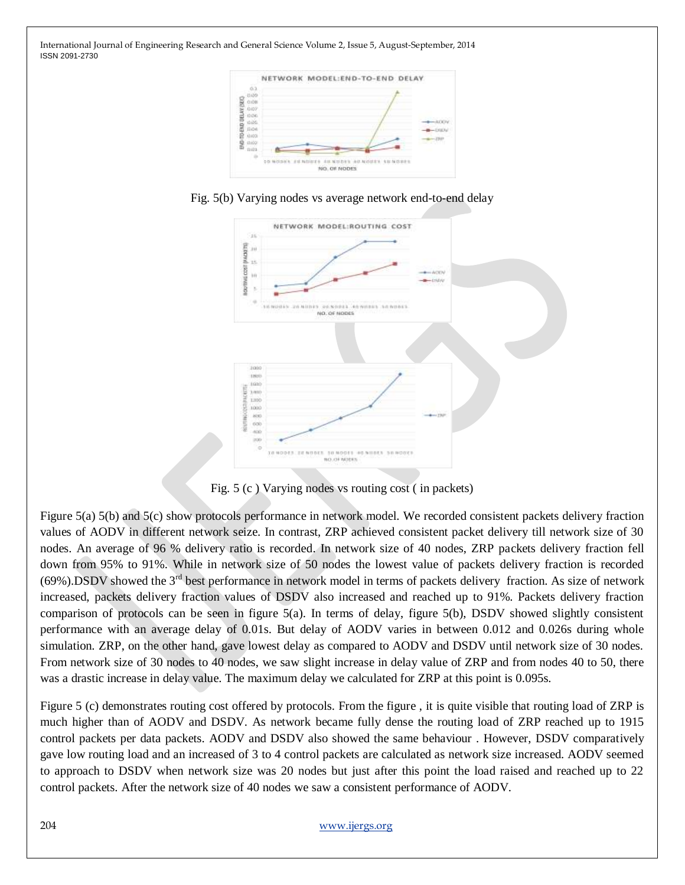Fig. 5(b) Varying nodes vs average network end-to-end delay

Fig. 5 (c ) Varying nodes vs routing cost ( in packets)

Figure 5(a) 5(b) and 5(c) show protocols performance in network model. We recorded consistent packets delivery fraction values of AODV in different network seize. In contrast, ZRP achieved consistent packet delivery till network size of 30 nodes. An average of 96 % delivery ratio is recorded. In network size of 40 nodes, ZRP packets delivery fraction fell down from 95% to 91%. While in network size of 50 nodes the lowest value of packets delivery fraction is recorded (69%).DSDV showed the 3rd best performance in network model in terms of packets delivery fraction. As size of network increased, packets delivery fraction values of DSDV also increased and reached up to 91%. Packets delivery fraction comparison of protocols can be seen in figure 5(a). In terms of delay, figure 5(b), DSDV showed slightly consistent performance with an average delay of 0.01s. But delay of AODV varies in between 0.012 and 0.026s during whole simulation. ZRP, on the other hand, gave lowest delay as compared to AODV and DSDV until network size of 30 nodes. From network size of 30 nodes to 40 nodes, we saw slight increase in delay value of ZRP and from nodes 40 to 50, there was a drastic increase in delay value. The maximum delay we calculated for ZRP at this point is 0.095s.

Figure 5 (c) demonstrates routing cost offered by protocols. From the figure , it is quite visible that routing load of ZRP is much higher than of AODV and DSDV. As network became fully dense the routing load of ZRP reached up to 1915 control packets per data packets. AODV and DSDV also showed the same behaviour . However, DSDV comparatively gave low routing load and an increased of 3 to 4 control packets are calculated as network size increased. AODV seemed to approach to DSDV when network size was 20 nodes but just after this point the load raised and reached up to 22 control packets. After the network size of 40 nodes we saw a consistent performance of AODV.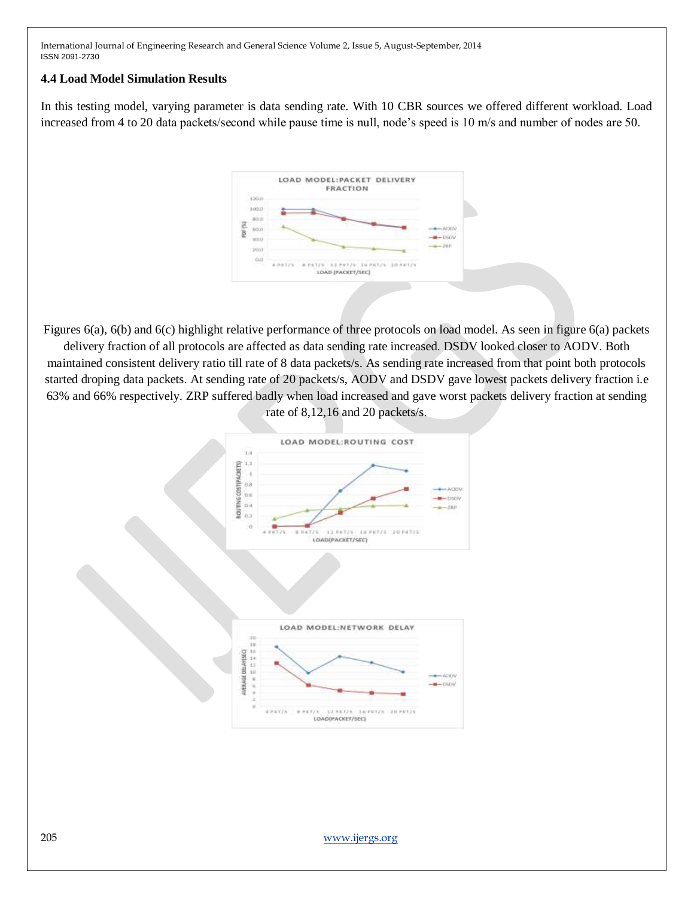### 4.4 Load Model Simulation Results

In this testing model, varying parameter is data sending rate. With 10 CBR sources we offered different workload. Load increased from 4 to 20 data packets/second while pause time is null, node's speed is 10 m/s and number of nodes are 50.

Figures 6(a), 6(b) and 6(c) highlight relative performance of three protocols on load model. As seen in figure 6(a) packets delivery fraction of all protocols are affected as data sending rate increased. DSDV looked closer to AODV. Both maintained consistent delivery ratio till rate of 8 data packets/s. As sending rate increased from that point both protocols started droping data packets. At sending rate of 20 packets/s, AODV and DSDV gave lowest packets delivery fraction i.e 63% and 66% respectively. ZRP suffered badly when load increased and gave worst packets delivery fraction at sending rate of 8,12,16 and 20 packets/s.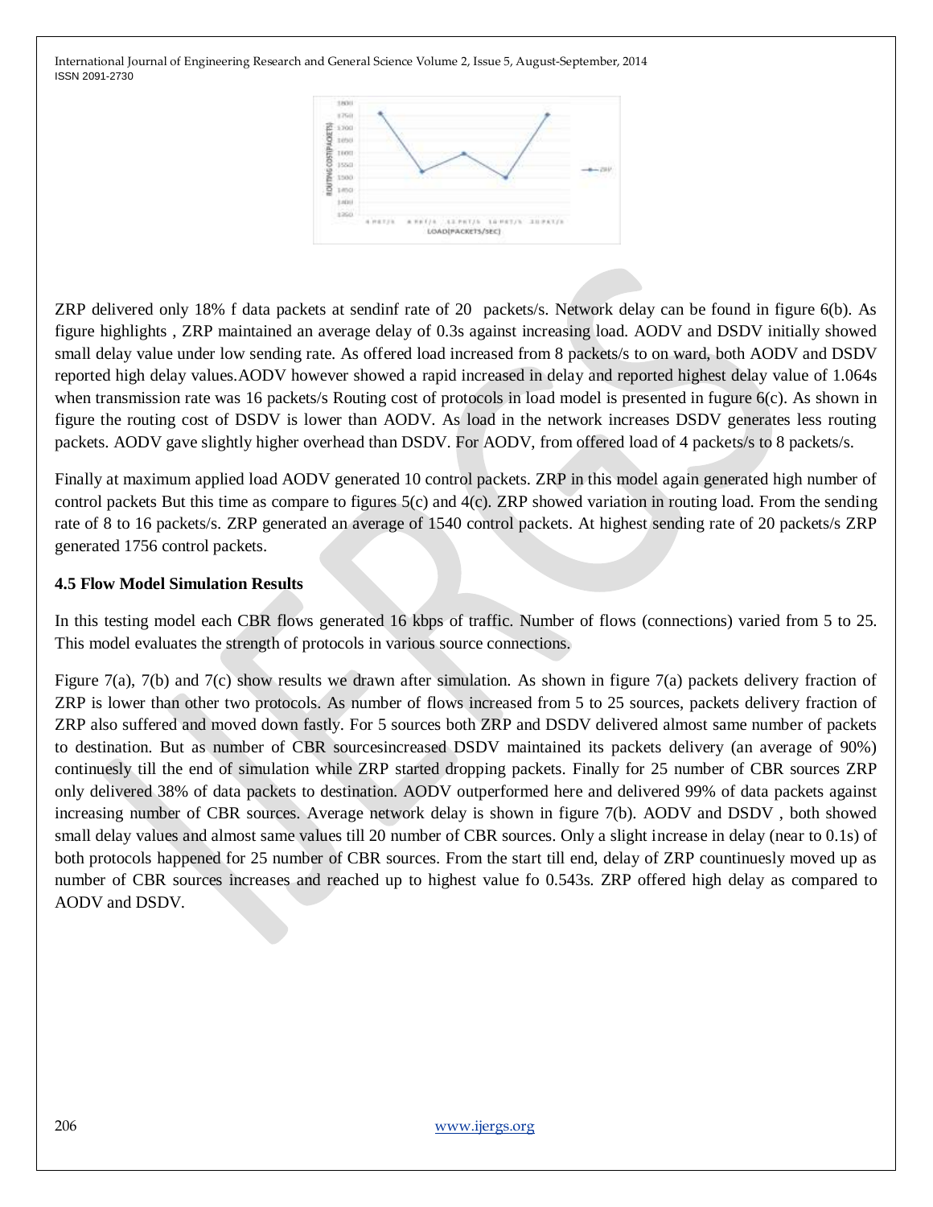ZRP delivered only 18% f data packets at sendinf rate of 20 packets/s. Network delay can be found in figure 6(b). As figure highlights , ZRP maintained an average delay of 0.3s against increasing load. AODV and DSDV initially showed small delay value under low sending rate. As offered load increased from 8 packets/s to on ward, both AODV and DSDV reported high delay values.AODV however showed a rapid increased in delay and reported highest delay value of 1.064s when transmission rate was 16 packets/s Routing cost of protocols in load model is presented in fugure 6(c). As shown in figure the routing cost of DSDV is lower than AODV. As load in the network increases DSDV generates less routing packets. AODV gave slightly higher overhead than DSDV. For AODV, from offered load of 4 packets/s to 8 packets/s.

Finally at maximum applied load AODV generated 10 control packets. ZRP in this model again generated high number of control packets But this time as compare to figures 5(c) and 4(c). ZRP showed variation in routing load. From the sending rate of 8 to 16 packets/s. ZRP generated an average of 1540 control packets. At highest sending rate of 20 packets/s ZRP generated 1756 control packets.

### 4.5 Flow Model Simulation Results

In this testing model each CBR flows generated 16 kbps of traffic. Number of flows (connections) varied from 5 to 25. This model evaluates the strength of protocols in various source connections.

Figure 7(a), 7(b) and 7(c) show results we drawn after simulation. As shown in figure 7(a) packets delivery fraction of ZRP is lower than other two protocols. As number of flows increased from 5 to 25 sources, packets delivery fraction of ZRP also suffered and moved down fastly. For 5 sources both ZRP and DSDV delivered almost same number of packets to destination. But as number of CBR sourcesincreased DSDV maintained its packets delivery (an average of 90%) continuely till the end of simulation while ZRP started dropping packets. Finally for 25 number of CBR sources ZRP only delivered 38% of data packets to destination. AODV outperformed here and delivered 99% of data packets against increasing number of CBR sources. Average network delay is shown in figure 7(b). AODV and DSDV , both showed small delay values and almost same values till 20 number of CBR sources. Only a slight increase in delay (near to 0.1s) of both protocols happened for 25 number of CBR sources. From the start till end, delay of ZRP countinuesly moved up as number of CBR sources increases and reached up to highest value fo 0.543s. ZRP offered high delay as compared to AODV and DSDV.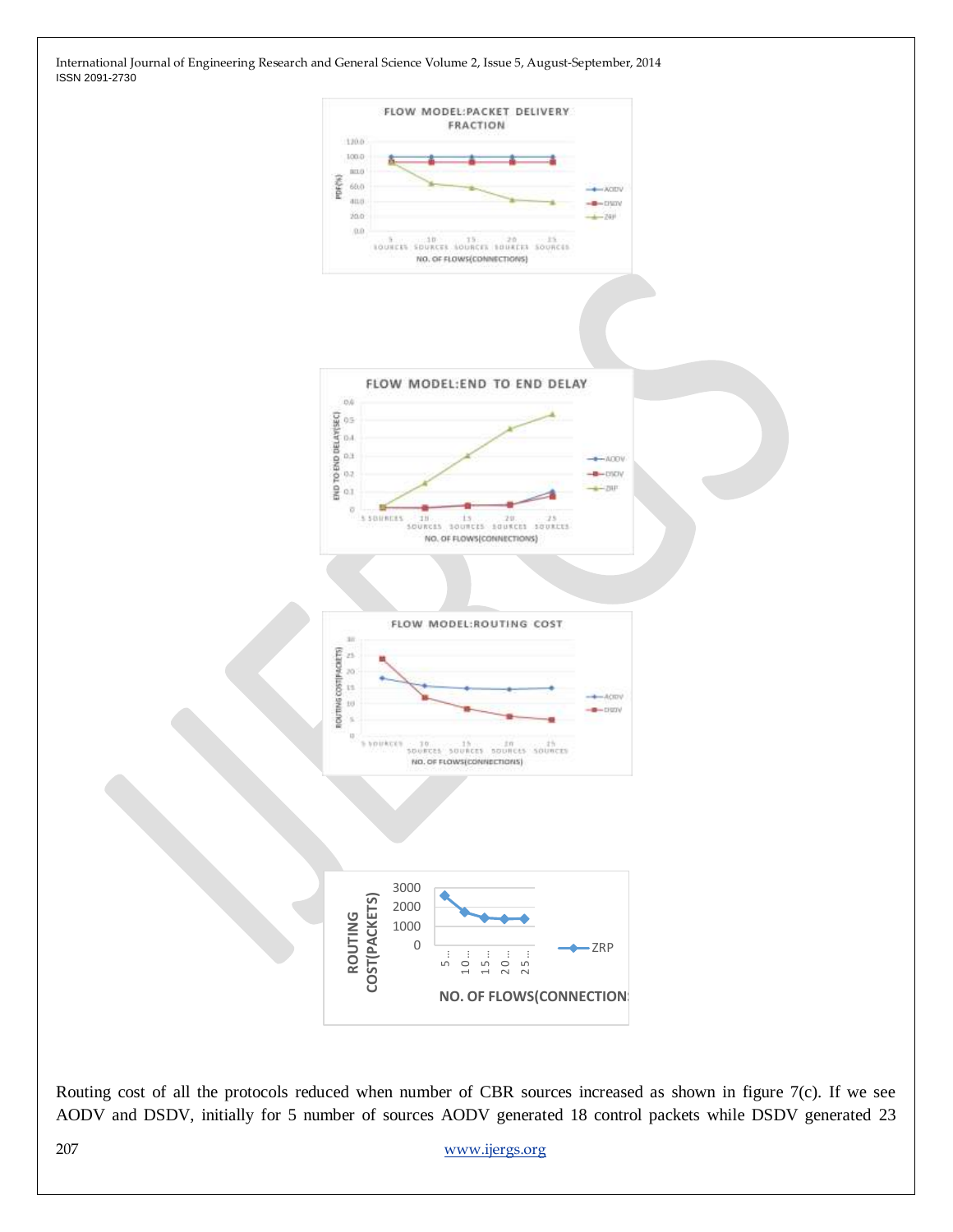Routing cost of all the protocols reduced when number of CBR sources increased as shown in figure 7(c). If we see AODV and DSDV, initially for 5 number of sources AODV generated 18 control packets while DSDV generated 23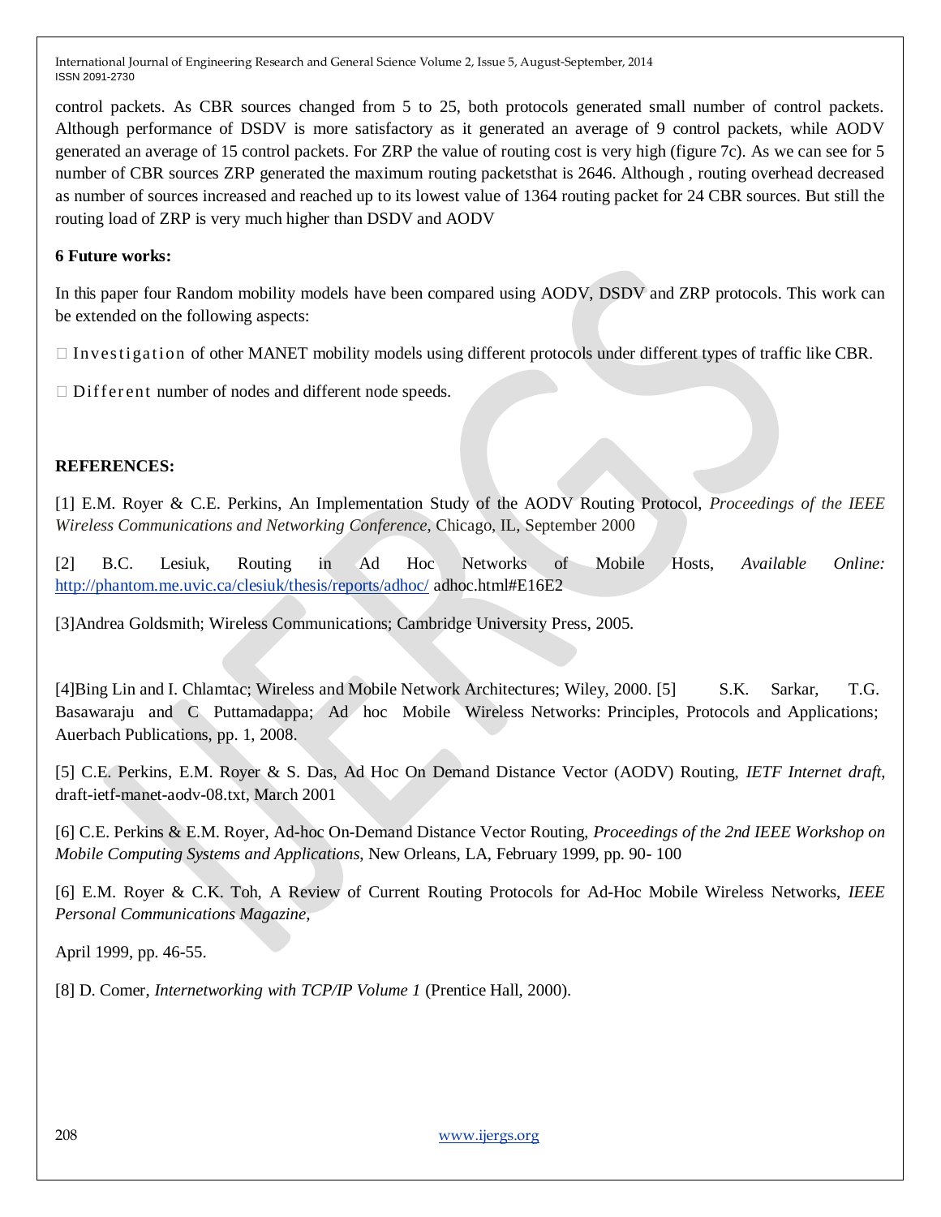control packets. As CBR sources changed from 5 to 25, both protocols generated small number of control packets. Although performance of DSDV is more satisfactory as it generated an average of 9 control packets, while AODV generated an average of 15 control packets. For ZRP the value of routing cost is very high (figure 7c). As we can see for 5 number of CBR sources ZRP generated the maximum routing packetsthat is 2646. Although , routing overhead decreased as number of sources increased and reached up to its lowest value of 1364 routing packet for 24 CBR sources. But still the routing load of ZRP is very much higher than DSDV and AODV

**6 Future works:**

In this paper four Random mobility models have been compared using AODV, DSDV and ZRP protocols. This work can be extended on the following aspects:

- Investigation of other MANET mobility models using different protocols under different types of traffic like CBR.
- Different number of nodes and different node speeds.

**REFERENCES:**

[1] E.M. Royer & C.E. Perkins, An Implementation Study of the AODV Routing Protocol, *Proceedings of the IEEE Wireless Communications and Networking Conference*, Chicago, IL, September 2000

[2] B.C. Lesiuk, Routing in Ad Hoc Networks of Mobile Hosts, *Available Online:* http://phantom.me.uvic.ca/clesiuk/thesis/reports/adhoc/ adhoc.html#E16E2

[3]Andrea Goldsmith; Wireless Communications; Cambridge University Press, 2005.

[4]Bing Lin and I. Chlamtac; Wireless and Mobile Network Architectures; Wiley, 2000. [5] S.K. Sarkar, T.G. Basawaraju and C Puttamadappa; Ad hoc Mobile Wireless Networks: Principles, Protocols and Applications; Auerbach Publications, pp. 1, 2008.

[5] C.E. Perkins, E.M. Royer & S. Das, Ad Hoc On Demand Distance Vector (AODV) Routing, *IETF Internet draft*, draft-ietf-manet-aodv-08.txt, March 2001

[6] C.E. Perkins & E.M. Royer, Ad-hoc On-Demand Distance Vector Routing, *Proceedings of the 2nd IEEE Workshop on Mobile Computing Systems and Applications*, New Orleans, LA, February 1999, pp. 90- 100

[6] E.M. Royer & C.K. Toh, A Review of Current Routing Protocols for Ad-Hoc Mobile Wireless Networks, *IEEE Personal Communications Magazine*,

April 1999, pp. 46-55.

[8] D. Comer, *Internetworking with TCP/IP Volume 1* (Prentice Hall, 2000).